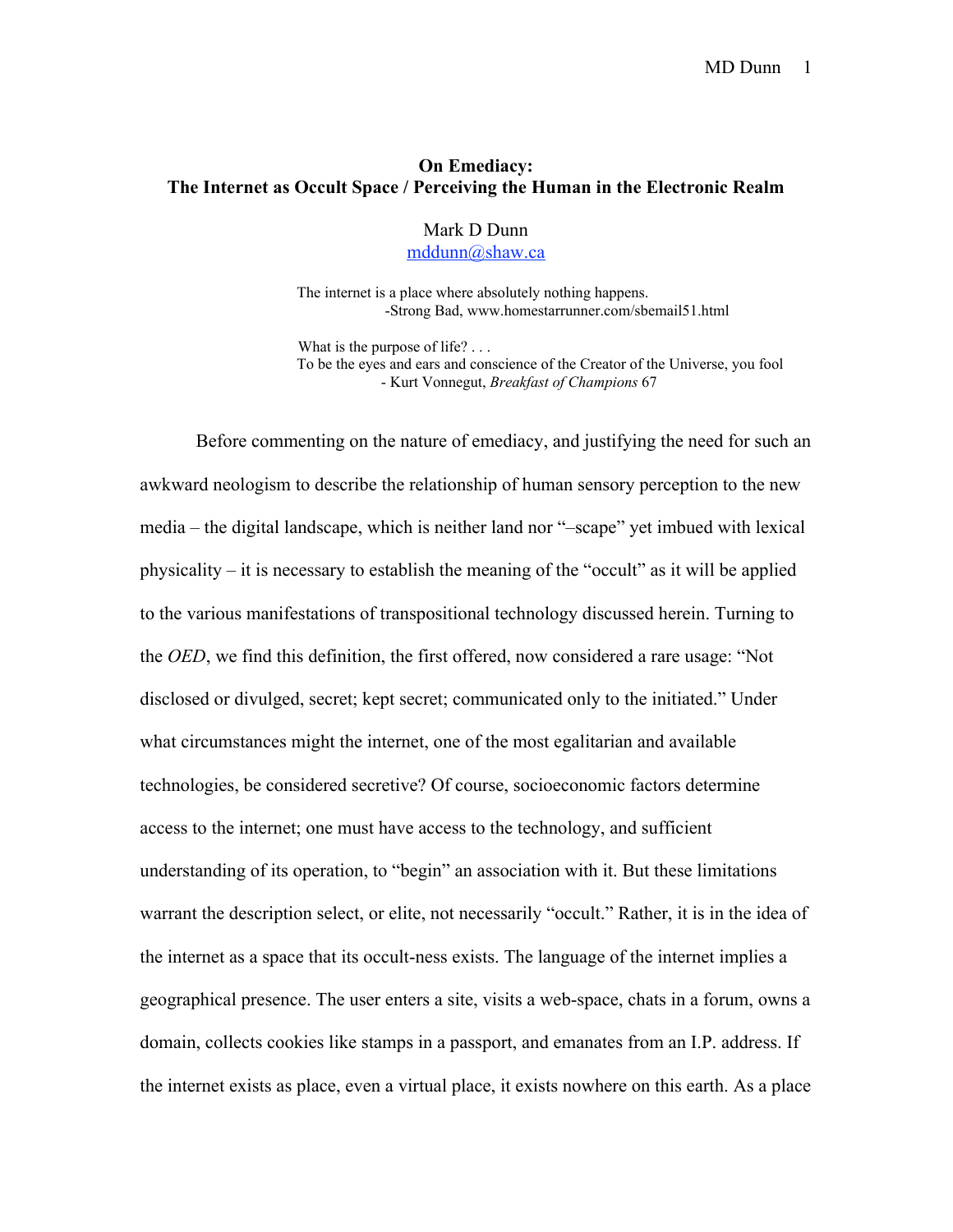# On Emediacy:
## The Internet as Occult Space / Perceiving the Human in the Electronic Realm

Mark D Dunn
mddunn@shaw.ca

> The internet is a place where absolutely nothing happens.
> -Strong Bad, www.homestarrunner.com/sbemail51.html

> What is the purpose of life? . . .
> To be the eyes and ears and conscience of the Creator of the Universe, you fool
> - Kurt Vonnegut, *Breakfast of Champions* 67

Before commenting on the nature of emediacy, and justifying the need for such an awkward neologism to describe the relationship of human sensory perception to the new media – the digital landscape, which is neither land nor "–scape" yet imbued with lexical physicality – it is necessary to establish the meaning of the "occult" as it will be applied to the various manifestations of transpositional technology discussed herein. Turning to the *OED*, we find this definition, the first offered, now considered a rare usage: "Not disclosed or divulged, secret; kept secret; communicated only to the initiated." Under what circumstances might the internet, one of the most egalitarian and available technologies, be considered secretive? Of course, socioeconomic factors determine access to the internet; one must have access to the technology, and sufficient understanding of its operation, to "begin" an association with it. But these limitations warrant the description select, or elite, not necessarily "occult." Rather, it is in the idea of the internet as a space that its occult-ness exists. The language of the internet implies a geographical presence. The user enters a site, visits a web-space, chats in a forum, owns a domain, collects cookies like stamps in a passport, and emanates from an I.P. address. If the internet exists as place, even a virtual place, it exists nowhere on this earth. As a place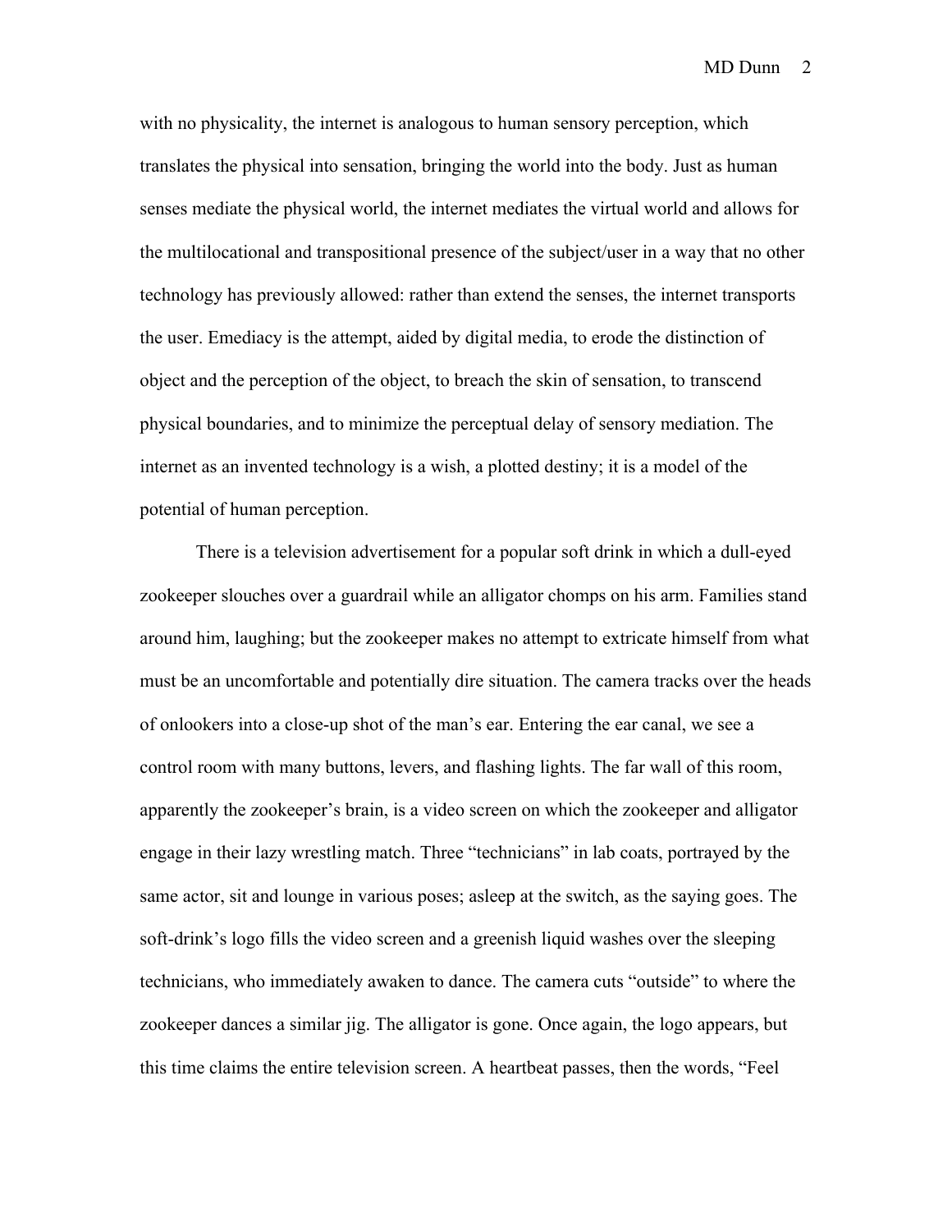with no physicality, the internet is analogous to human sensory perception, which translates the physical into sensation, bringing the world into the body. Just as human senses mediate the physical world, the internet mediates the virtual world and allows for the multilocational and transpositional presence of the subject/user in a way that no other technology has previously allowed: rather than extend the senses, the internet transports the user. Emediacy is the attempt, aided by digital media, to erode the distinction of object and the perception of the object, to breach the skin of sensation, to transcend physical boundaries, and to minimize the perceptual delay of sensory mediation. The internet as an invented technology is a wish, a plotted destiny; it is a model of the potential of human perception.

There is a television advertisement for a popular soft drink in which a dull-eyed zookeeper slouches over a guardrail while an alligator chomps on his arm. Families stand around him, laughing; but the zookeeper makes no attempt to extricate himself from what must be an uncomfortable and potentially dire situation. The camera tracks over the heads of onlookers into a close-up shot of the man's ear. Entering the ear canal, we see a control room with many buttons, levers, and flashing lights. The far wall of this room, apparently the zookeeper's brain, is a video screen on which the zookeeper and alligator engage in their lazy wrestling match. Three "technicians" in lab coats, portrayed by the same actor, sit and lounge in various poses; asleep at the switch, as the saying goes. The soft-drink's logo fills the video screen and a greenish liquid washes over the sleeping technicians, who immediately awaken to dance. The camera cuts "outside" to where the zookeeper dances a similar jig. The alligator is gone. Once again, the logo appears, but this time claims the entire television screen. A heartbeat passes, then the words, "Feel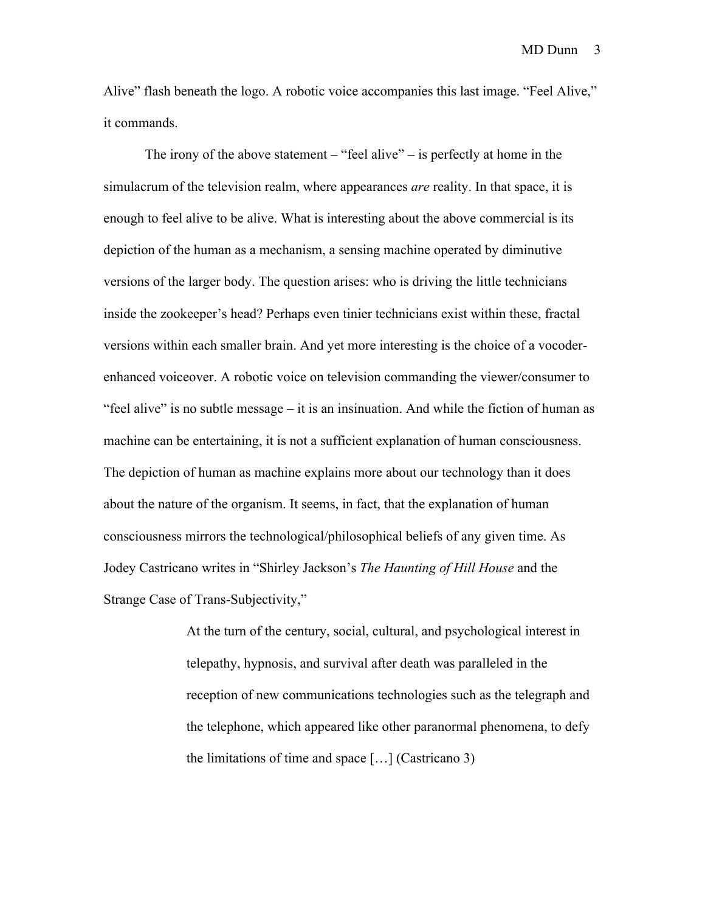Alive" flash beneath the logo. A robotic voice accompanies this last image. "Feel Alive," it commands.

The irony of the above statement – "feel alive" – is perfectly at home in the simulacrum of the television realm, where appearances *are* reality. In that space, it is enough to feel alive to be alive. What is interesting about the above commercial is its depiction of the human as a mechanism, a sensing machine operated by diminutive versions of the larger body. The question arises: who is driving the little technicians inside the zookeeper's head? Perhaps even tinier technicians exist within these, fractal versions within each smaller brain. And yet more interesting is the choice of a vocoder-enhanced voiceover. A robotic voice on television commanding the viewer/consumer to "feel alive" is no subtle message – it is an insinuation. And while the fiction of human as machine can be entertaining, it is not a sufficient explanation of human consciousness. The depiction of human as machine explains more about our technology than it does about the nature of the organism. It seems, in fact, that the explanation of human consciousness mirrors the technological/philosophical beliefs of any given time. As Jodey Castricano writes in "Shirley Jackson's *The Haunting of Hill House* and the Strange Case of Trans-Subjectivity,"

> At the turn of the century, social, cultural, and psychological interest in telepathy, hypnosis, and survival after death was paralleled in the reception of new communications technologies such as the telegraph and the telephone, which appeared like other paranormal phenomena, to defy the limitations of time and space […] (Castricano 3)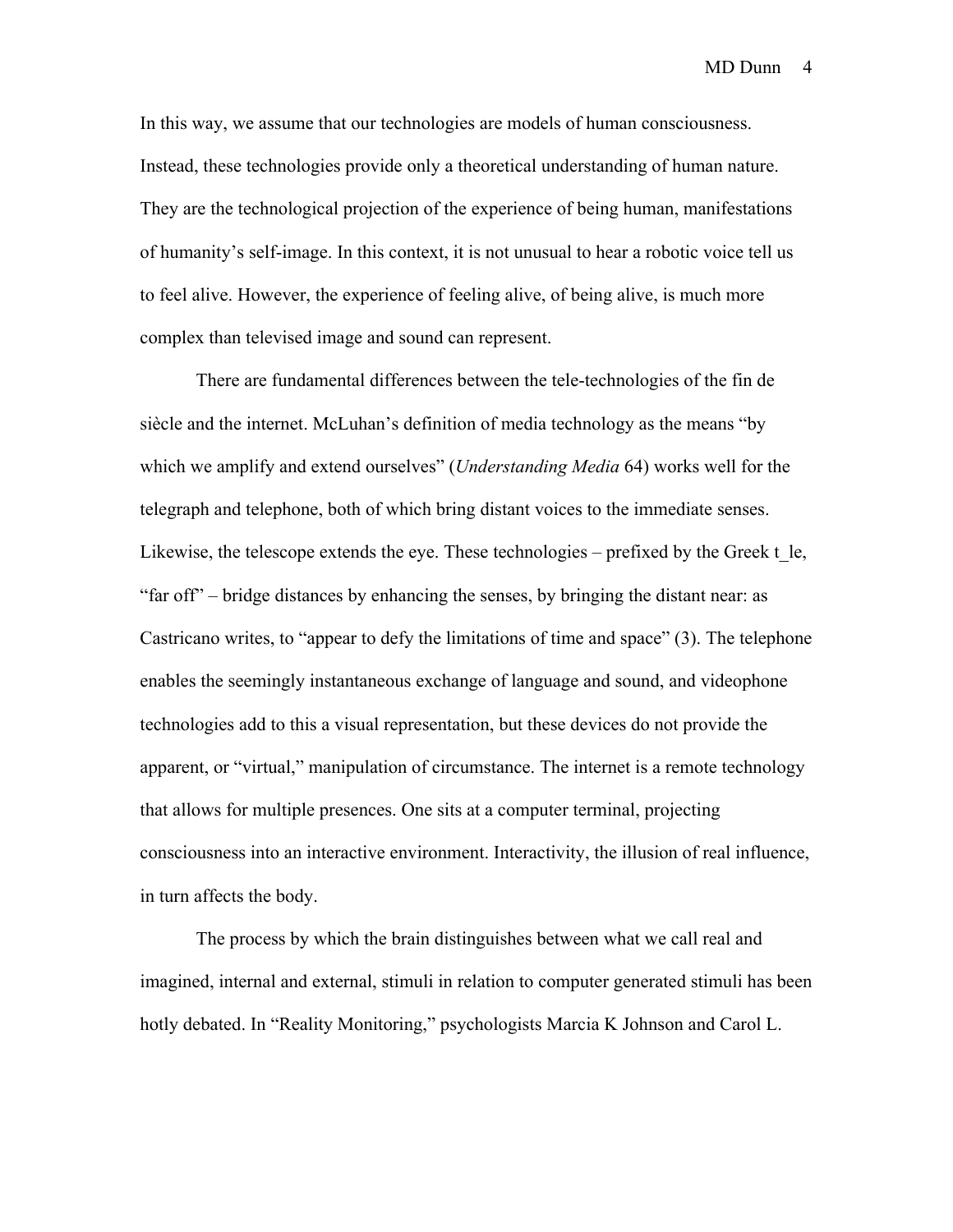In this way, we assume that our technologies are models of human consciousness. Instead, these technologies provide only a theoretical understanding of human nature. They are the technological projection of the experience of being human, manifestations of humanity's self-image. In this context, it is not unusual to hear a robotic voice tell us to feel alive. However, the experience of feeling alive, of being alive, is much more complex than televised image and sound can represent.

There are fundamental differences between the tele-technologies of the fin de siècle and the internet. McLuhan's definition of media technology as the means "by which we amplify and extend ourselves" (*Understanding Media* 64) works well for the telegraph and telephone, both of which bring distant voices to the immediate senses. Likewise, the telescope extends the eye. These technologies – prefixed by the Greek t_le, "far off" – bridge distances by enhancing the senses, by bringing the distant near: as Castricano writes, to "appear to defy the limitations of time and space" (3). The telephone enables the seemingly instantaneous exchange of language and sound, and videophone technologies add to this a visual representation, but these devices do not provide the apparent, or "virtual," manipulation of circumstance. The internet is a remote technology that allows for multiple presences. One sits at a computer terminal, projecting consciousness into an interactive environment. Interactivity, the illusion of real influence, in turn affects the body.

The process by which the brain distinguishes between what we call real and imagined, internal and external, stimuli in relation to computer generated stimuli has been hotly debated. In "Reality Monitoring," psychologists Marcia K Johnson and Carol L.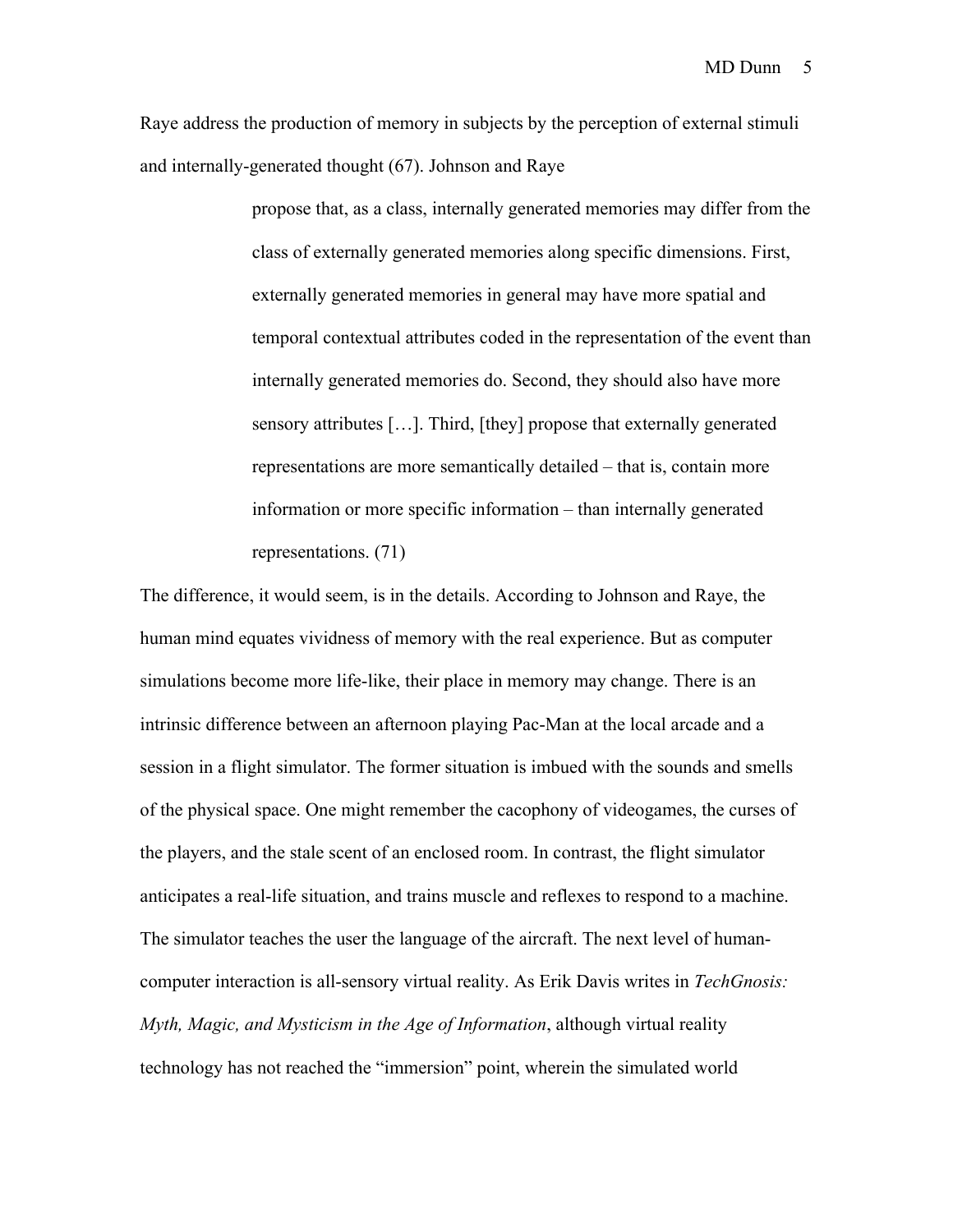Raye address the production of memory in subjects by the perception of external stimuli and internally-generated thought (67). Johnson and Raye

> propose that, as a class, internally generated memories may differ from the class of externally generated memories along specific dimensions. First, externally generated memories in general may have more spatial and temporal contextual attributes coded in the representation of the event than internally generated memories do. Second, they should also have more sensory attributes […]. Third, [they] propose that externally generated representations are more semantically detailed – that is, contain more information or more specific information – than internally generated representations. (71)

The difference, it would seem, is in the details. According to Johnson and Raye, the human mind equates vividness of memory with the real experience. But as computer simulations become more life-like, their place in memory may change. There is an intrinsic difference between an afternoon playing Pac-Man at the local arcade and a session in a flight simulator. The former situation is imbued with the sounds and smells of the physical space. One might remember the cacophony of videogames, the curses of the players, and the stale scent of an enclosed room. In contrast, the flight simulator anticipates a real-life situation, and trains muscle and reflexes to respond to a machine. The simulator teaches the user the language of the aircraft. The next level of human-computer interaction is all-sensory virtual reality. As Erik Davis writes in *TechGnosis: Myth, Magic, and Mysticism in the Age of Information*, although virtual reality technology has not reached the "immersion" point, wherein the simulated world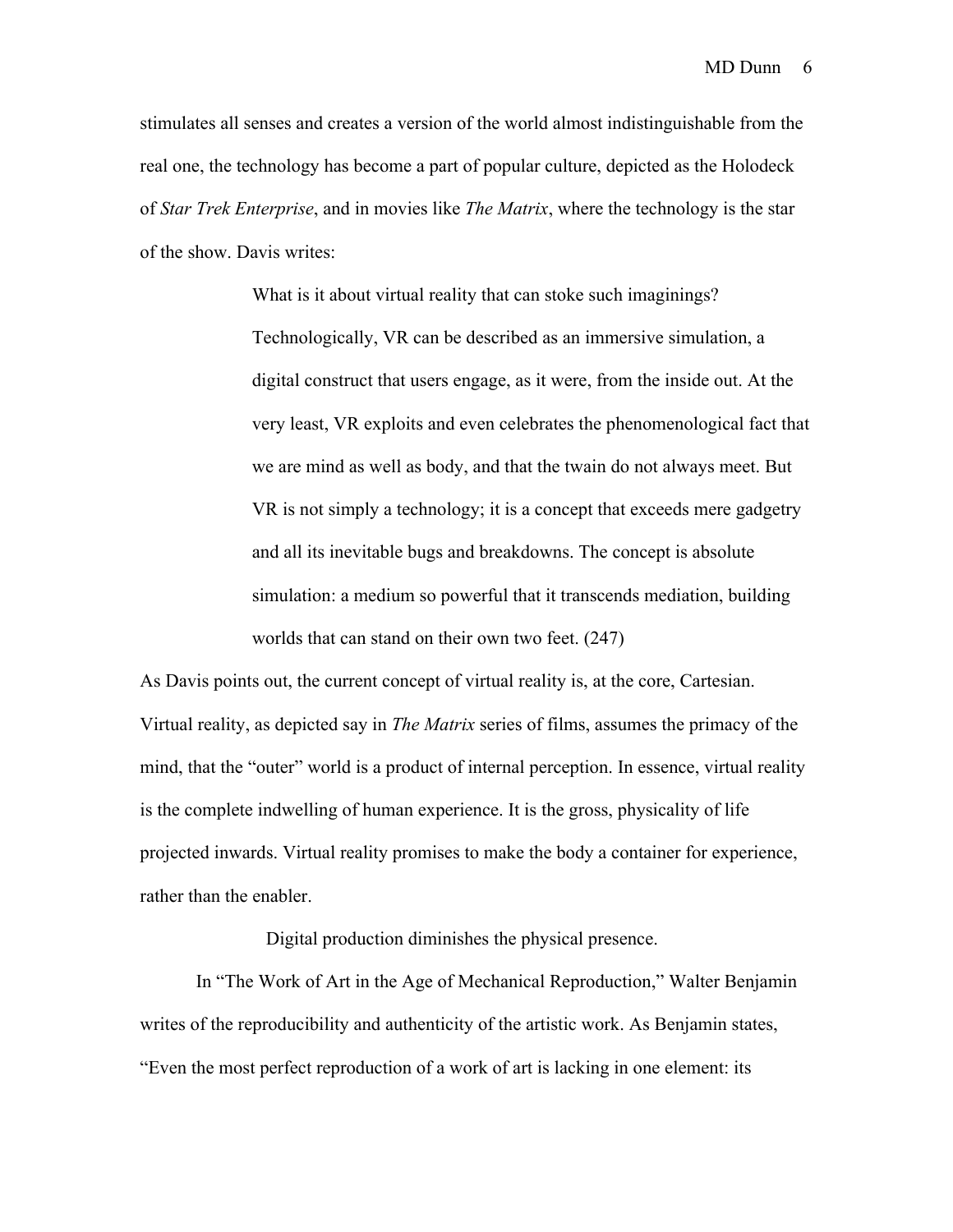stimulates all senses and creates a version of the world almost indistinguishable from the real one, the technology has become a part of popular culture, depicted as the Holodeck of *Star Trek Enterprise*, and in movies like *The Matrix*, where the technology is the star of the show. Davis writes:

> What is it about virtual reality that can stoke such imaginings? Technologically, VR can be described as an immersive simulation, a digital construct that users engage, as it were, from the inside out. At the very least, VR exploits and even celebrates the phenomenological fact that we are mind as well as body, and that the twain do not always meet. But VR is not simply a technology; it is a concept that exceeds mere gadgetry and all its inevitable bugs and breakdowns. The concept is absolute simulation: a medium so powerful that it transcends mediation, building worlds that can stand on their own two feet. (247)

As Davis points out, the current concept of virtual reality is, at the core, Cartesian. Virtual reality, as depicted say in *The Matrix* series of films, assumes the primacy of the mind, that the "outer" world is a product of internal perception. In essence, virtual reality is the complete indwelling of human experience. It is the gross, physicality of life projected inwards. Virtual reality promises to make the body a container for experience, rather than the enabler.

## Digital production diminishes the physical presence.

In "The Work of Art in the Age of Mechanical Reproduction," Walter Benjamin writes of the reproducibility and authenticity of the artistic work. As Benjamin states, "Even the most perfect reproduction of a work of art is lacking in one element: its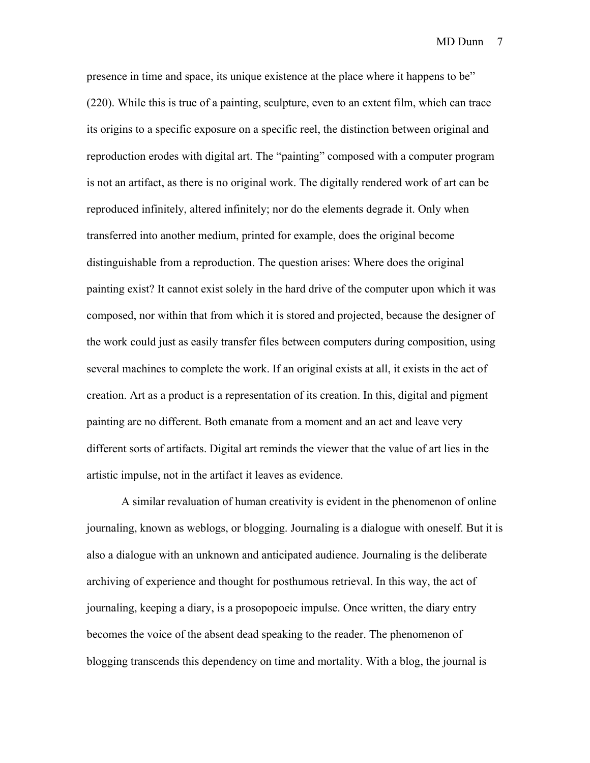presence in time and space, its unique existence at the place where it happens to be" (220). While this is true of a painting, sculpture, even to an extent film, which can trace its origins to a specific exposure on a specific reel, the distinction between original and reproduction erodes with digital art. The "painting" composed with a computer program is not an artifact, as there is no original work. The digitally rendered work of art can be reproduced infinitely, altered infinitely; nor do the elements degrade it. Only when transferred into another medium, printed for example, does the original become distinguishable from a reproduction. The question arises: Where does the original painting exist? It cannot exist solely in the hard drive of the computer upon which it was composed, nor within that from which it is stored and projected, because the designer of the work could just as easily transfer files between computers during composition, using several machines to complete the work. If an original exists at all, it exists in the act of creation. Art as a product is a representation of its creation. In this, digital and pigment painting are no different. Both emanate from a moment and an act and leave very different sorts of artifacts. Digital art reminds the viewer that the value of art lies in the artistic impulse, not in the artifact it leaves as evidence.

A similar revaluation of human creativity is evident in the phenomenon of online journaling, known as weblogs, or blogging. Journaling is a dialogue with oneself. But it is also a dialogue with an unknown and anticipated audience. Journaling is the deliberate archiving of experience and thought for posthumous retrieval. In this way, the act of journaling, keeping a diary, is a prosopopoeic impulse. Once written, the diary entry becomes the voice of the absent dead speaking to the reader. The phenomenon of blogging transcends this dependency on time and mortality. With a blog, the journal is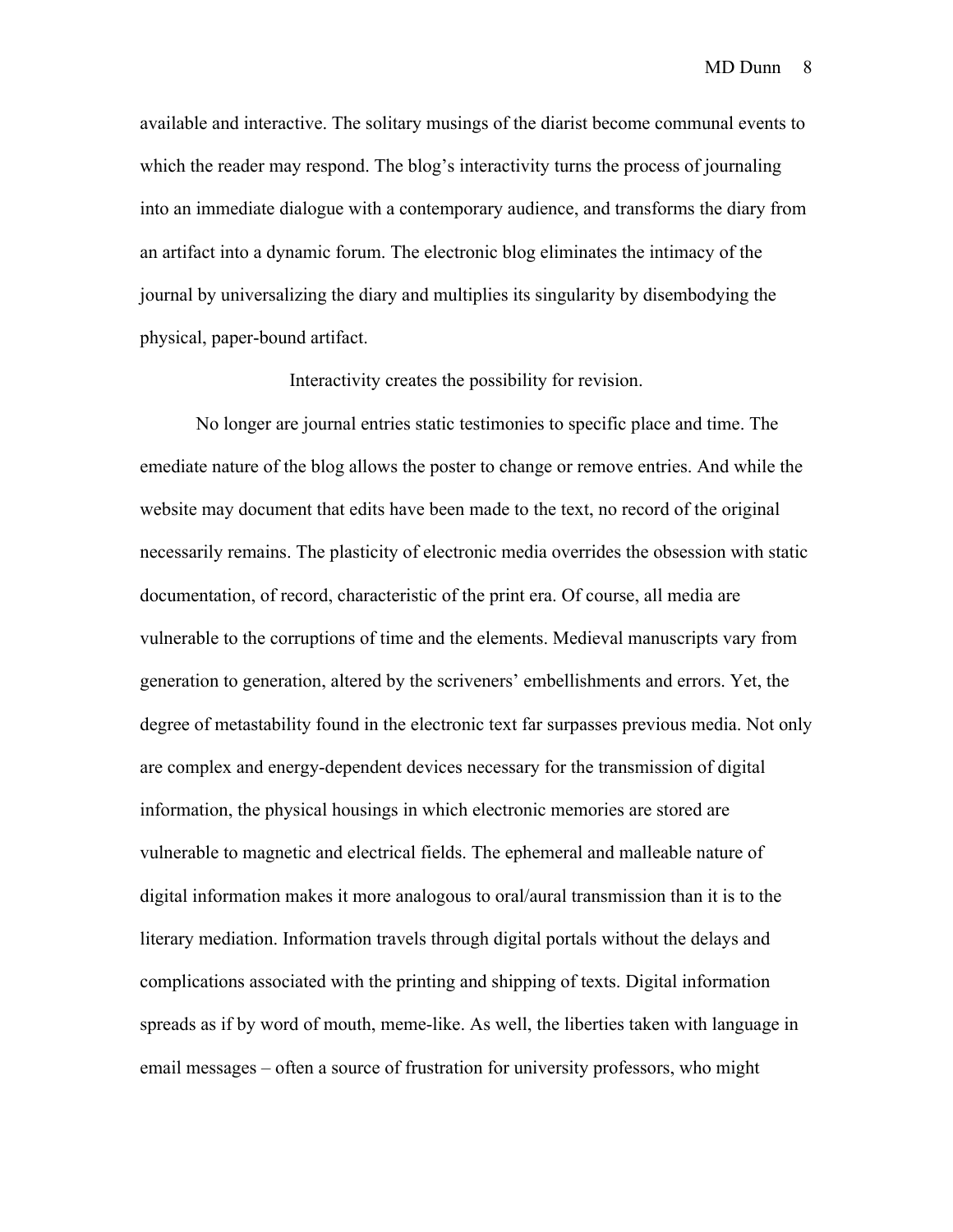available and interactive. The solitary musings of the diarist become communal events to which the reader may respond. The blog's interactivity turns the process of journaling into an immediate dialogue with a contemporary audience, and transforms the diary from an artifact into a dynamic forum. The electronic blog eliminates the intimacy of the journal by universalizing the diary and multiplies its singularity by disembodying the physical, paper-bound artifact.

Interactivity creates the possibility for revision.

No longer are journal entries static testimonies to specific place and time. The emediate nature of the blog allows the poster to change or remove entries. And while the website may document that edits have been made to the text, no record of the original necessarily remains. The plasticity of electronic media overrides the obsession with static documentation, of record, characteristic of the print era. Of course, all media are vulnerable to the corruptions of time and the elements. Medieval manuscripts vary from generation to generation, altered by the scriveners' embellishments and errors. Yet, the degree of metastability found in the electronic text far surpasses previous media. Not only are complex and energy-dependent devices necessary for the transmission of digital information, the physical housings in which electronic memories are stored are vulnerable to magnetic and electrical fields. The ephemeral and malleable nature of digital information makes it more analogous to oral/aural transmission than it is to the literary mediation. Information travels through digital portals without the delays and complications associated with the printing and shipping of texts. Digital information spreads as if by word of mouth, meme-like. As well, the liberties taken with language in email messages – often a source of frustration for university professors, who might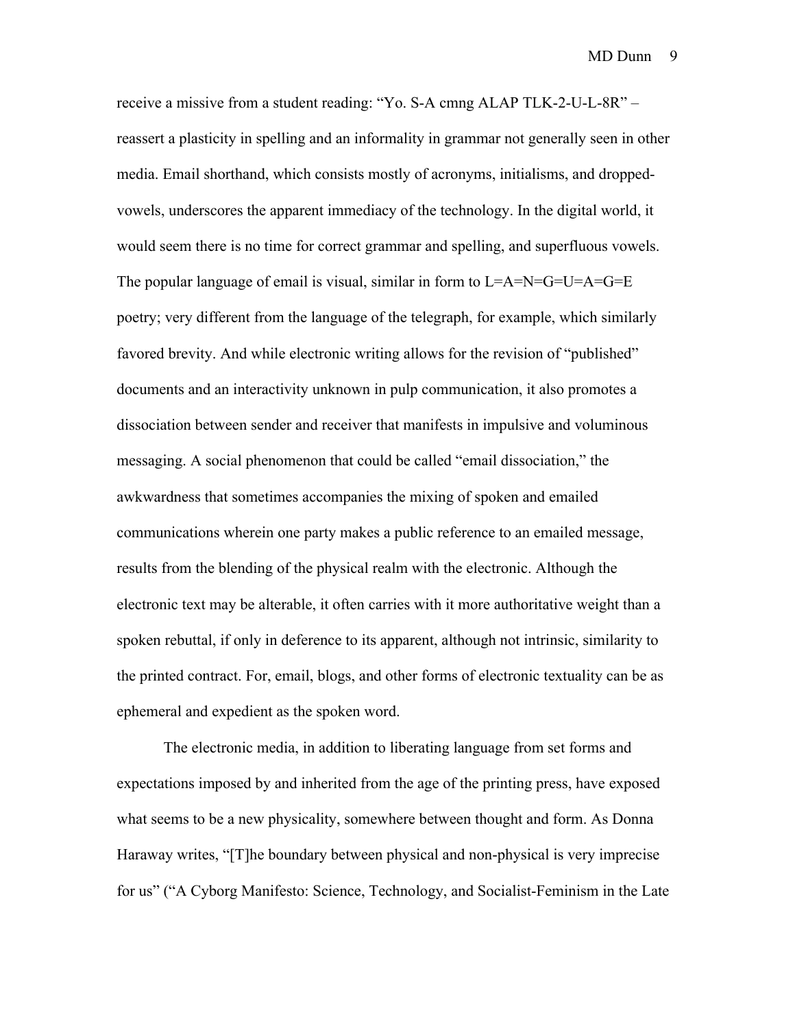receive a missive from a student reading: "Yo. S-A cmng ALAP TLK-2-U-L-8R" – reassert a plasticity in spelling and an informality in grammar not generally seen in other media. Email shorthand, which consists mostly of acronyms, initialisms, and dropped-vowels, underscores the apparent immediacy of the technology. In the digital world, it would seem there is no time for correct grammar and spelling, and superfluous vowels. The popular language of email is visual, similar in form to L=A=N=G=U=A=G=E poetry; very different from the language of the telegraph, for example, which similarly favored brevity. And while electronic writing allows for the revision of "published" documents and an interactivity unknown in pulp communication, it also promotes a dissociation between sender and receiver that manifests in impulsive and voluminous messaging. A social phenomenon that could be called "email dissociation," the awkwardness that sometimes accompanies the mixing of spoken and emailed communications wherein one party makes a public reference to an emailed message, results from the blending of the physical realm with the electronic. Although the electronic text may be alterable, it often carries with it more authoritative weight than a spoken rebuttal, if only in deference to its apparent, although not intrinsic, similarity to the printed contract. For, email, blogs, and other forms of electronic textuality can be as ephemeral and expedient as the spoken word.

The electronic media, in addition to liberating language from set forms and expectations imposed by and inherited from the age of the printing press, have exposed what seems to be a new physicality, somewhere between thought and form. As Donna Haraway writes, "[T]he boundary between physical and non-physical is very imprecise for us" ("A Cyborg Manifesto: Science, Technology, and Socialist-Feminism in the Late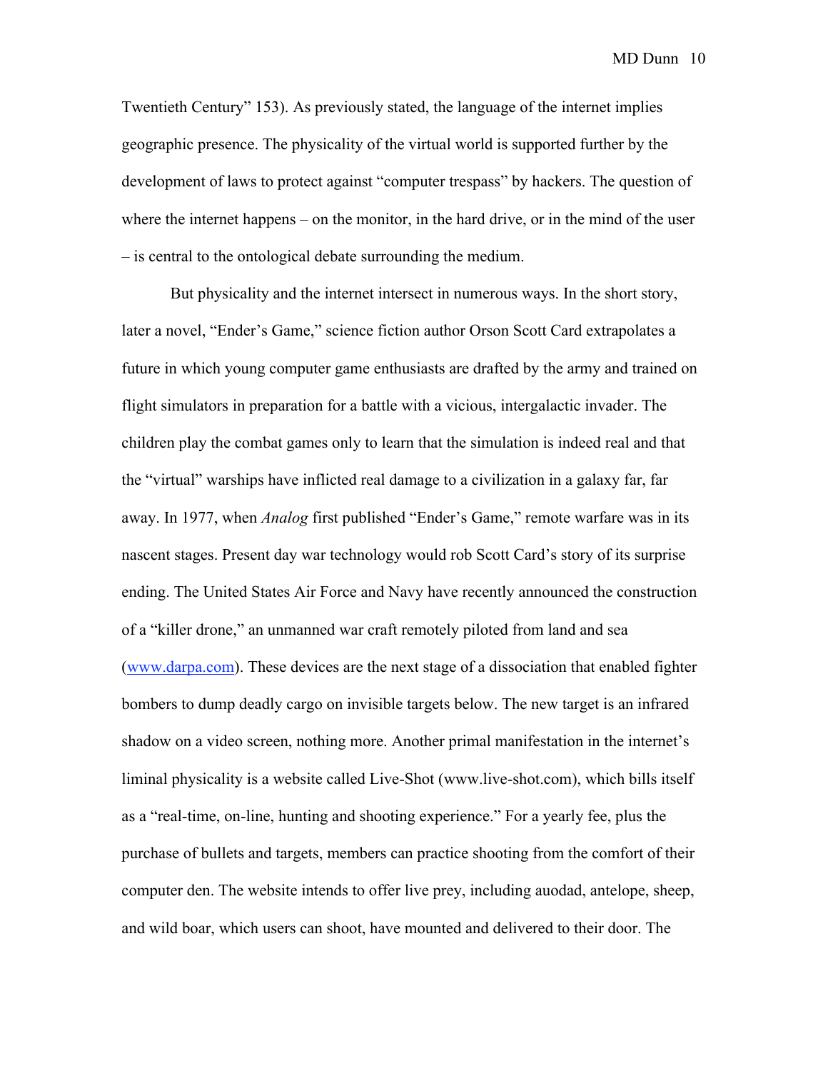Twentieth Century" 153). As previously stated, the language of the internet implies geographic presence. The physicality of the virtual world is supported further by the development of laws to protect against "computer trespass" by hackers. The question of where the internet happens – on the monitor, in the hard drive, or in the mind of the user – is central to the ontological debate surrounding the medium.

But physicality and the internet intersect in numerous ways. In the short story, later a novel, "Ender's Game," science fiction author Orson Scott Card extrapolates a future in which young computer game enthusiasts are drafted by the army and trained on flight simulators in preparation for a battle with a vicious, intergalactic invader. The children play the combat games only to learn that the simulation is indeed real and that the "virtual" warships have inflicted real damage to a civilization in a galaxy far, far away. In 1977, when *Analog* first published "Ender's Game," remote warfare was in its nascent stages. Present day war technology would rob Scott Card's story of its surprise ending. The United States Air Force and Navy have recently announced the construction of a "killer drone," an unmanned war craft remotely piloted from land and sea (www.darpa.com). These devices are the next stage of a dissociation that enabled fighter bombers to dump deadly cargo on invisible targets below. The new target is an infrared shadow on a video screen, nothing more. Another primal manifestation in the internet's liminal physicality is a website called Live-Shot (www.live-shot.com), which bills itself as a "real-time, on-line, hunting and shooting experience." For a yearly fee, plus the purchase of bullets and targets, members can practice shooting from the comfort of their computer den. The website intends to offer live prey, including auodad, antelope, sheep, and wild boar, which users can shoot, have mounted and delivered to their door. The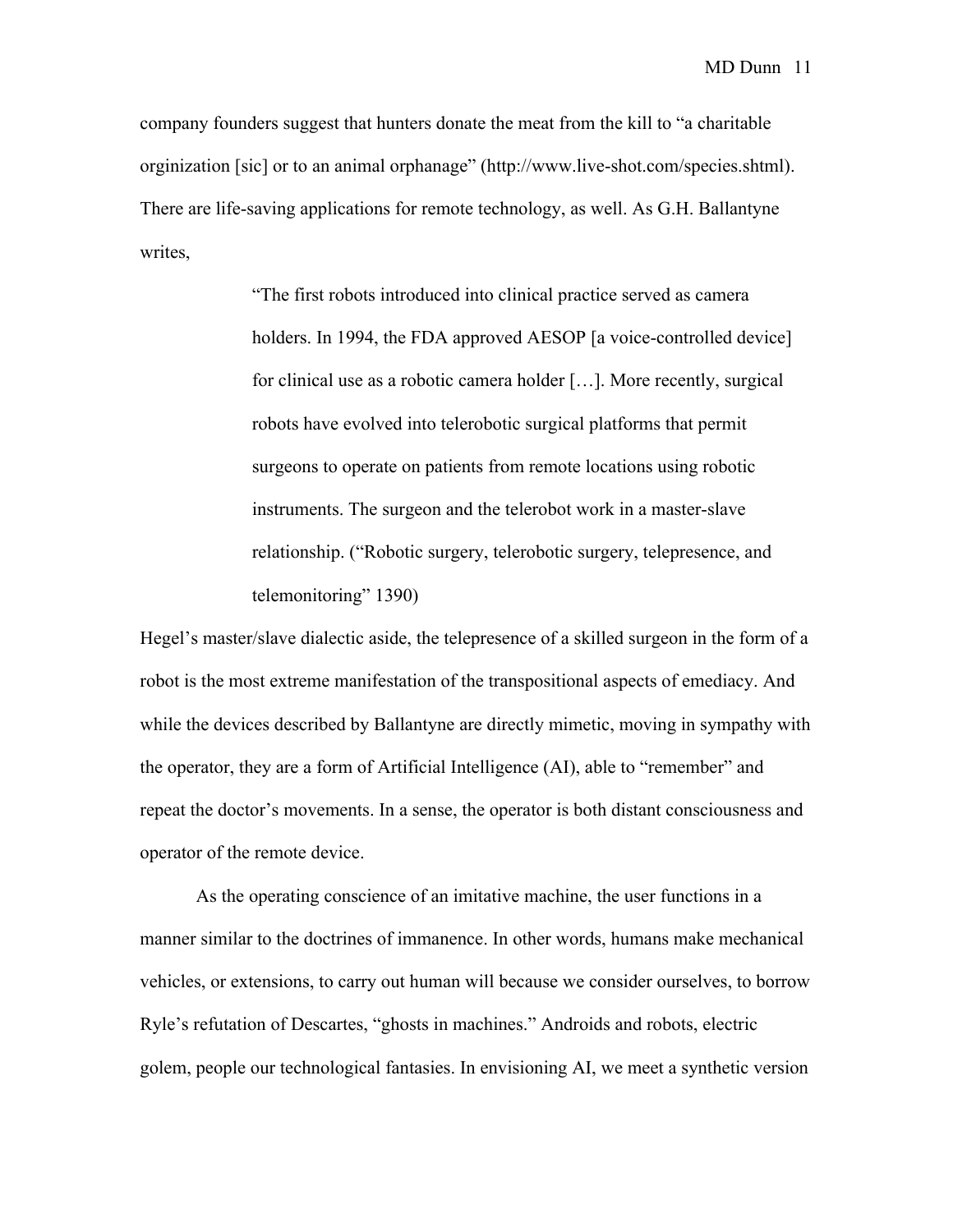company founders suggest that hunters donate the meat from the kill to "a charitable orginization [sic] or to an animal orphanage" (http://www.live-shot.com/species.shtml). There are life-saving applications for remote technology, as well. As G.H. Ballantyne writes,

> "The first robots introduced into clinical practice served as camera holders. In 1994, the FDA approved AESOP [a voice-controlled device] for clinical use as a robotic camera holder […]. More recently, surgical robots have evolved into telerobotic surgical platforms that permit surgeons to operate on patients from remote locations using robotic instruments. The surgeon and the telerobot work in a master-slave relationship. ("Robotic surgery, telerobotic surgery, telepresence, and telemonitoring" 1390)

Hegel's master/slave dialectic aside, the telepresence of a skilled surgeon in the form of a robot is the most extreme manifestation of the transpositional aspects of emediacy. And while the devices described by Ballantyne are directly mimetic, moving in sympathy with the operator, they are a form of Artificial Intelligence (AI), able to "remember" and repeat the doctor's movements. In a sense, the operator is both distant consciousness and operator of the remote device.

As the operating conscience of an imitative machine, the user functions in a manner similar to the doctrines of immanence. In other words, humans make mechanical vehicles, or extensions, to carry out human will because we consider ourselves, to borrow Ryle's refutation of Descartes, "ghosts in machines." Androids and robots, electric golem, people our technological fantasies. In envisioning AI, we meet a synthetic version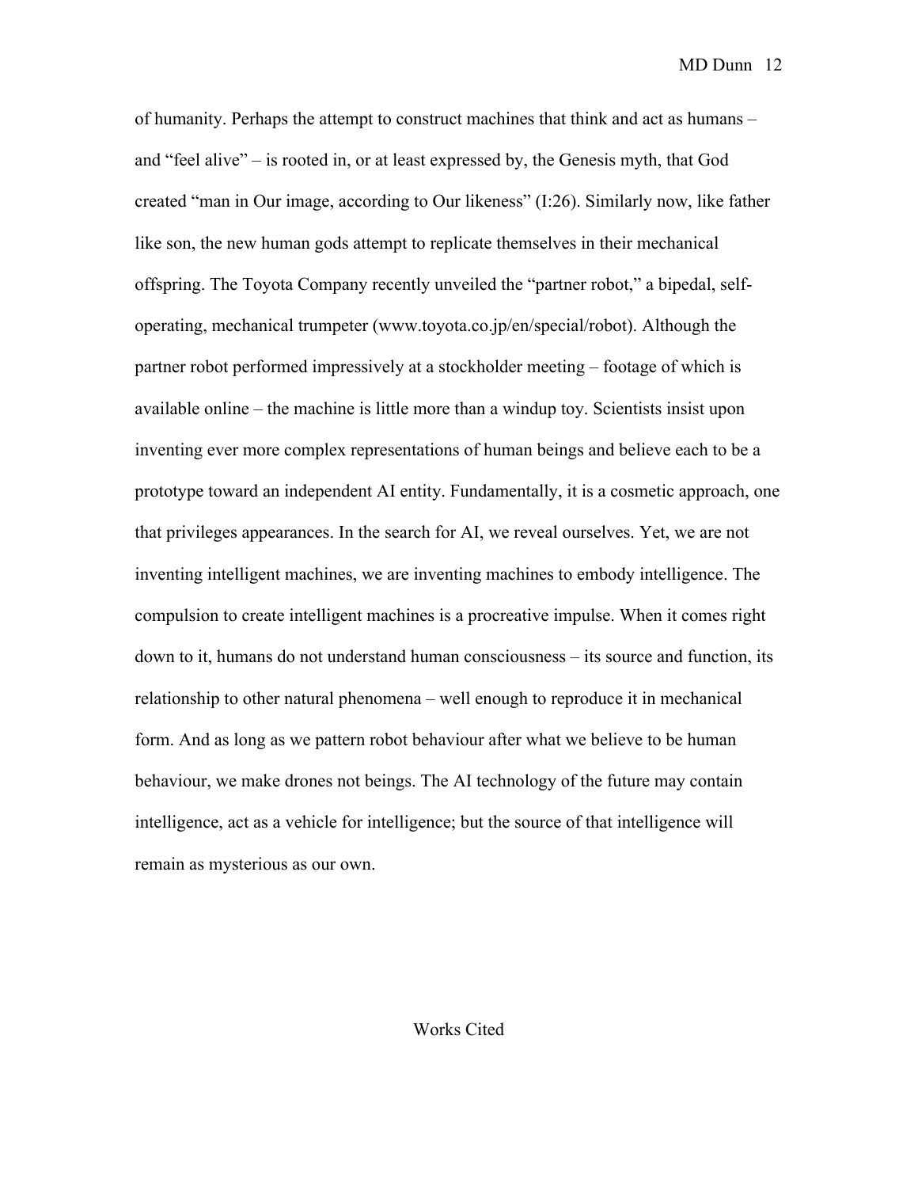of humanity. Perhaps the attempt to construct machines that think and act as humans – and "feel alive" – is rooted in, or at least expressed by, the Genesis myth, that God created "man in Our image, according to Our likeness" (I:26). Similarly now, like father like son, the new human gods attempt to replicate themselves in their mechanical offspring. The Toyota Company recently unveiled the "partner robot," a bipedal, self-operating, mechanical trumpeter (www.toyota.co.jp/en/special/robot). Although the partner robot performed impressively at a stockholder meeting – footage of which is available online – the machine is little more than a windup toy. Scientists insist upon inventing ever more complex representations of human beings and believe each to be a prototype toward an independent AI entity. Fundamentally, it is a cosmetic approach, one that privileges appearances. In the search for AI, we reveal ourselves. Yet, we are not inventing intelligent machines, we are inventing machines to embody intelligence. The compulsion to create intelligent machines is a procreative impulse. When it comes right down to it, humans do not understand human consciousness – its source and function, its relationship to other natural phenomena – well enough to reproduce it in mechanical form. And as long as we pattern robot behaviour after what we believe to be human behaviour, we make drones not beings. The AI technology of the future may contain intelligence, act as a vehicle for intelligence; but the source of that intelligence will remain as mysterious as our own.

## Works Cited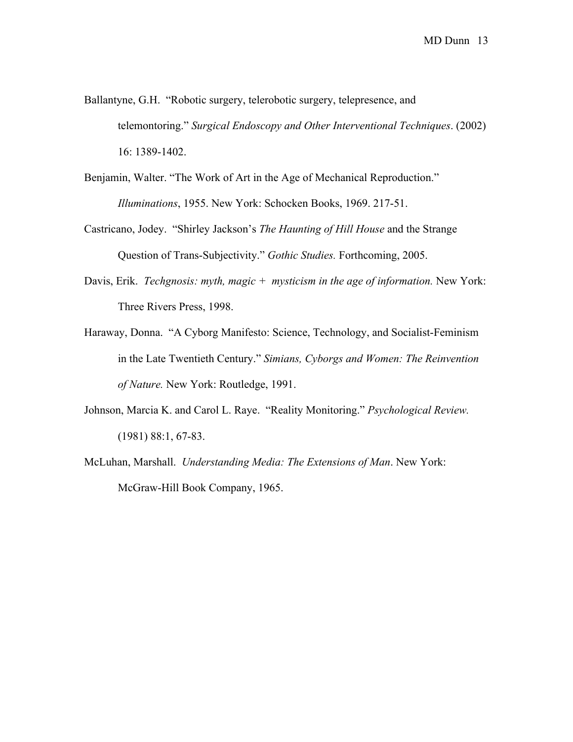Ballantyne, G.H. "Robotic surgery, telerobotic surgery, telepresence, and telemontoring." *Surgical Endoscopy and Other Interventional Techniques*. (2002) 16: 1389-1402.

Benjamin, Walter. "The Work of Art in the Age of Mechanical Reproduction." *Illuminations*, 1955. New York: Schocken Books, 1969. 217-51.

Castricano, Jodey. "Shirley Jackson's *The Haunting of Hill House* and the Strange Question of Trans-Subjectivity." *Gothic Studies.* Forthcoming, 2005.

Davis, Erik. *Techgnosis: myth, magic + mysticism in the age of information.* New York: Three Rivers Press, 1998.

Haraway, Donna. "A Cyborg Manifesto: Science, Technology, and Socialist-Feminism in the Late Twentieth Century." *Simians, Cyborgs and Women: The Reinvention of Nature.* New York: Routledge, 1991.

Johnson, Marcia K. and Carol L. Raye. "Reality Monitoring." *Psychological Review.* (1981) 88:1, 67-83.

McLuhan, Marshall. *Understanding Media: The Extensions of Man*. New York: McGraw-Hill Book Company, 1965.